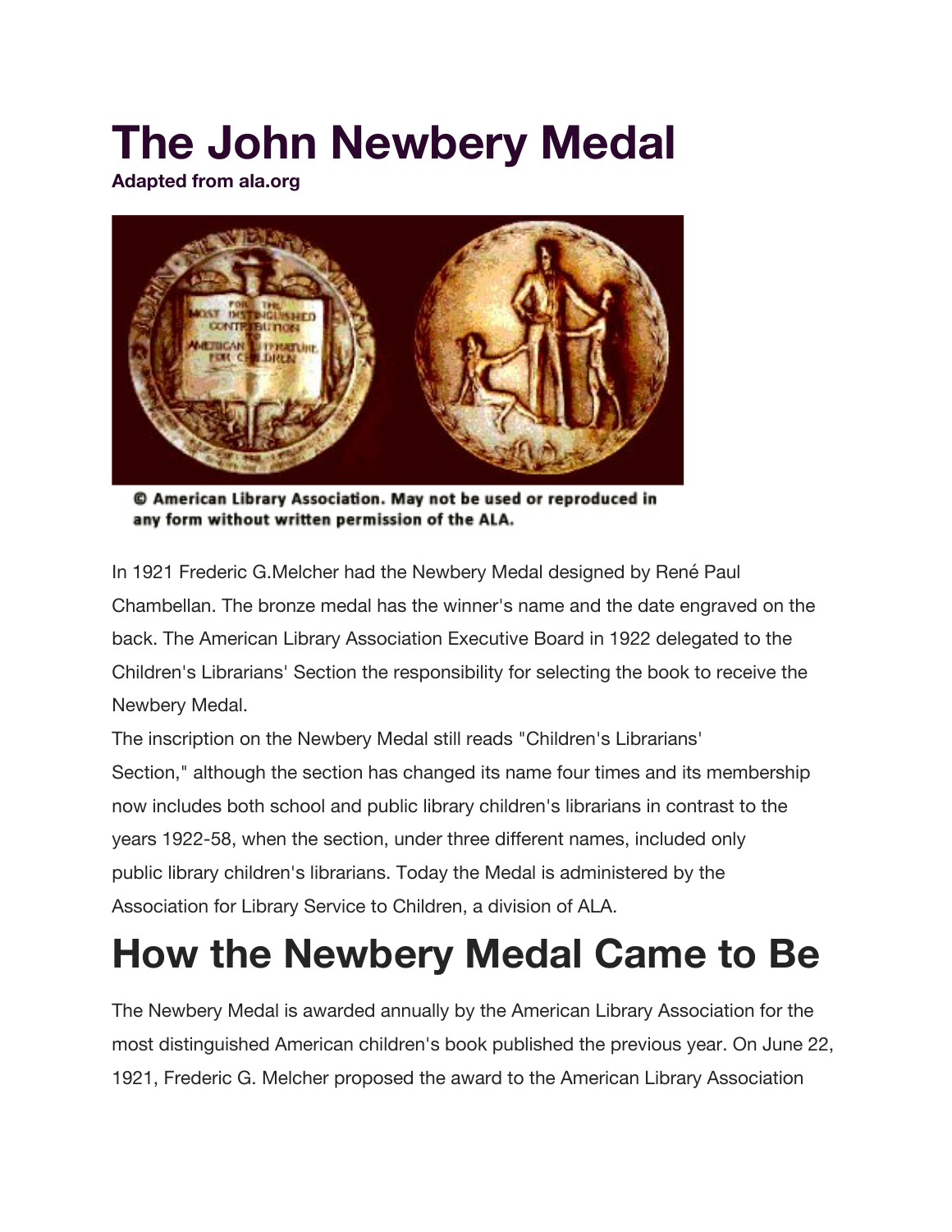# The John Newbery Medal

**Adapted from ala.org**

© American Library Association. May not be used or reproduced in any form without written permission of the ALA.

In 1921 Frederic G.Melcher had the Newbery Medal designed by René Paul Chambellan. The bronze medal has the winner's name and the date engraved on the back. The American Library Association Executive Board in 1922 delegated to the Children's Librarians' Section the responsibility for selecting the book to receive the Newbery Medal.

The inscription on the Newbery Medal still reads "Children's Librarians' Section," although the section has changed its name four times and its membership now includes both school and public library children's librarians in contrast to the years 1922-58, when the section, under three different names, included only public library children's librarians. Today the Medal is administered by the Association for Library Service to Children, a division of ALA.

# How the Newbery Medal Came to Be

The Newbery Medal is awarded annually by the American Library Association for the most distinguished American children's book published the previous year. On June 22, 1921, Frederic G. Melcher proposed the award to the American Library Association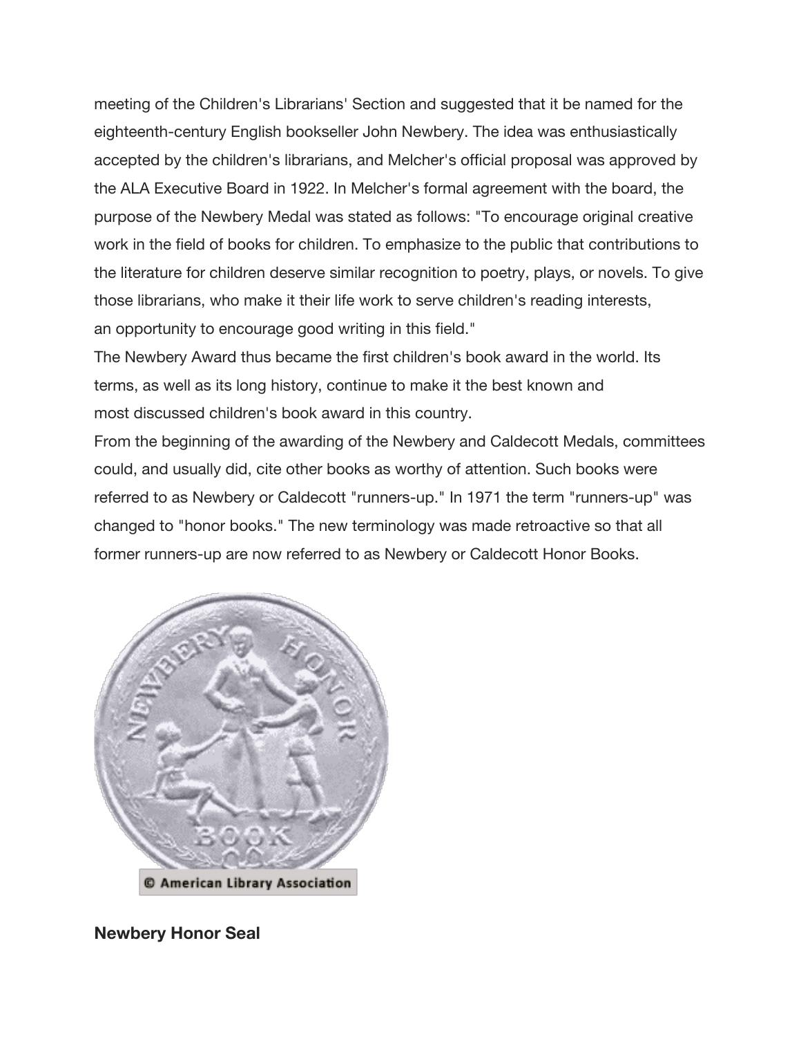meeting of the Children's Librarians' Section and suggested that it be named for the eighteenth-century English bookseller John Newbery. The idea was enthusiastically accepted by the children's librarians, and Melcher's official proposal was approved by the ALA Executive Board in 1922. In Melcher's formal agreement with the board, the purpose of the Newbery Medal was stated as follows: "To encourage original creative work in the field of books for children. To emphasize to the public that contributions to the literature for children deserve similar recognition to poetry, plays, or novels. To give those librarians, who make it their life work to serve children's reading interests, an opportunity to encourage good writing in this field."

The Newbery Award thus became the first children's book award in the world. Its terms, as well as its long history, continue to make it the best known and most discussed children's book award in this country.

From the beginning of the awarding of the Newbery and Caldecott Medals, committees could, and usually did, cite other books as worthy of attention. Such books were referred to as Newbery or Caldecott "runners-up." In 1971 the term "runners-up" was changed to "honor books." The new terminology was made retroactive so that all former runners-up are now referred to as Newbery or Caldecott Honor Books.

© American Library Association

**Newbery Honor Seal**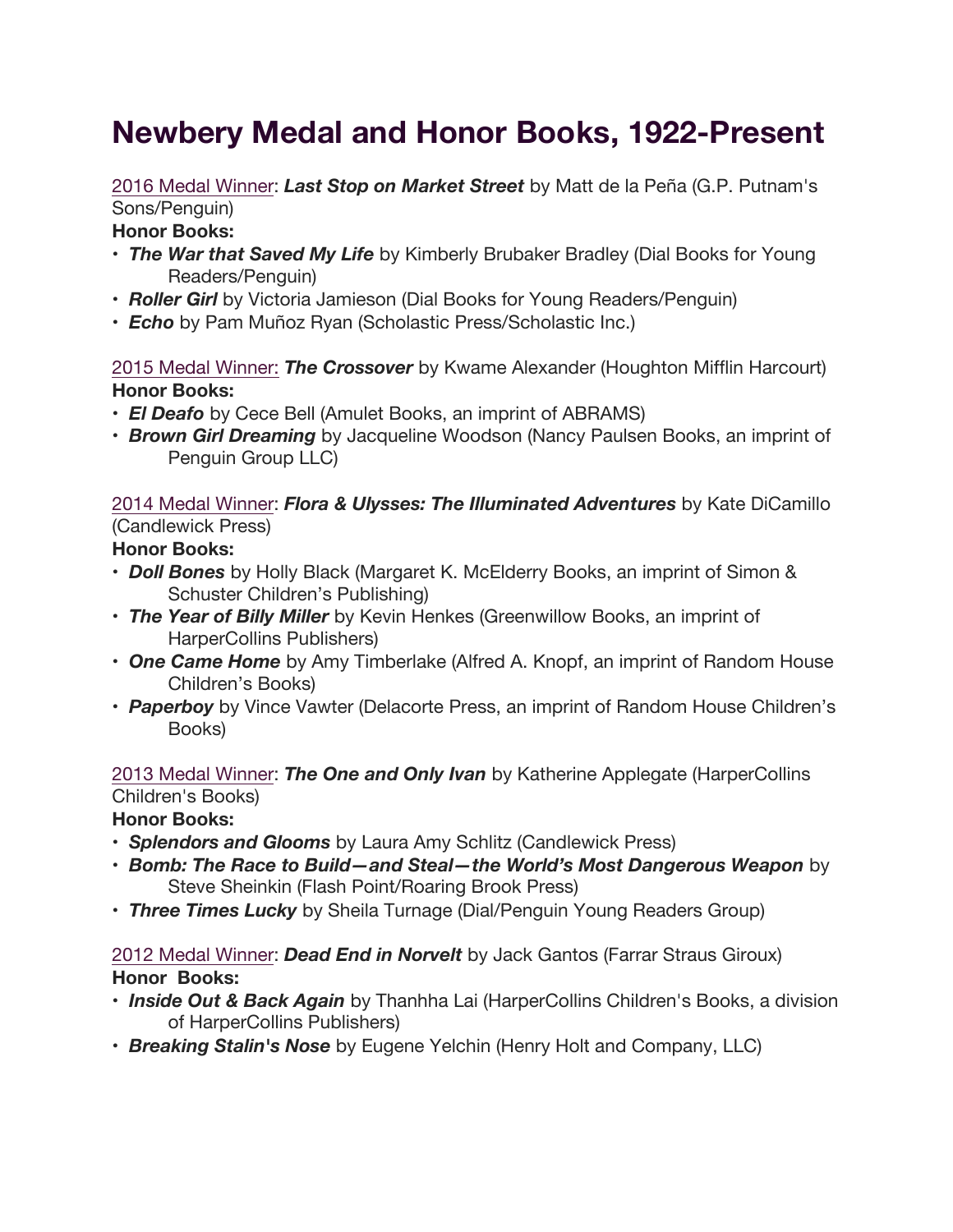# Newbery Medal and Honor Books, 1922-Present

2016 Medal Winner: ***Last Stop on Market Street*** by Matt de la Peña (G.P. Putnam's Sons/Penguin)

**Honor Books:**

- ***The War that Saved My Life*** by Kimberly Brubaker Bradley (Dial Books for Young Readers/Penguin)
- ***Roller Girl*** by Victoria Jamieson (Dial Books for Young Readers/Penguin)
- ***Echo*** by Pam Muñoz Ryan (Scholastic Press/Scholastic Inc.)

2015 Medal Winner: ***The Crossover*** by Kwame Alexander (Houghton Mifflin Harcourt)

**Honor Books:**

- ***El Deafo*** by Cece Bell (Amulet Books, an imprint of ABRAMS)
- ***Brown Girl Dreaming*** by Jacqueline Woodson (Nancy Paulsen Books, an imprint of Penguin Group LLC)

2014 Medal Winner: ***Flora & Ulysses: The Illuminated Adventures*** by Kate DiCamillo (Candlewick Press)

**Honor Books:**

- ***Doll Bones*** by Holly Black (Margaret K. McElderry Books, an imprint of Simon & Schuster Children's Publishing)
- ***The Year of Billy Miller*** by Kevin Henkes (Greenwillow Books, an imprint of HarperCollins Publishers)
- ***One Came Home*** by Amy Timberlake (Alfred A. Knopf, an imprint of Random House Children's Books)
- ***Paperboy*** by Vince Vawter (Delacorte Press, an imprint of Random House Children's Books)

2013 Medal Winner: ***The One and Only Ivan*** by Katherine Applegate (HarperCollins Children's Books)

**Honor Books:**

- ***Splendors and Glooms*** by Laura Amy Schlitz (Candlewick Press)
- ***Bomb: The Race to Build—and Steal—the World's Most Dangerous Weapon*** by Steve Sheinkin (Flash Point/Roaring Brook Press)
- ***Three Times Lucky*** by Sheila Turnage (Dial/Penguin Young Readers Group)

2012 Medal Winner: ***Dead End in Norvelt*** by Jack Gantos (Farrar Straus Giroux)

**Honor Books:**

- ***Inside Out & Back Again*** by Thanhha Lai (HarperCollins Children's Books, a division of HarperCollins Publishers)
- ***Breaking Stalin's Nose*** by Eugene Yelchin (Henry Holt and Company, LLC)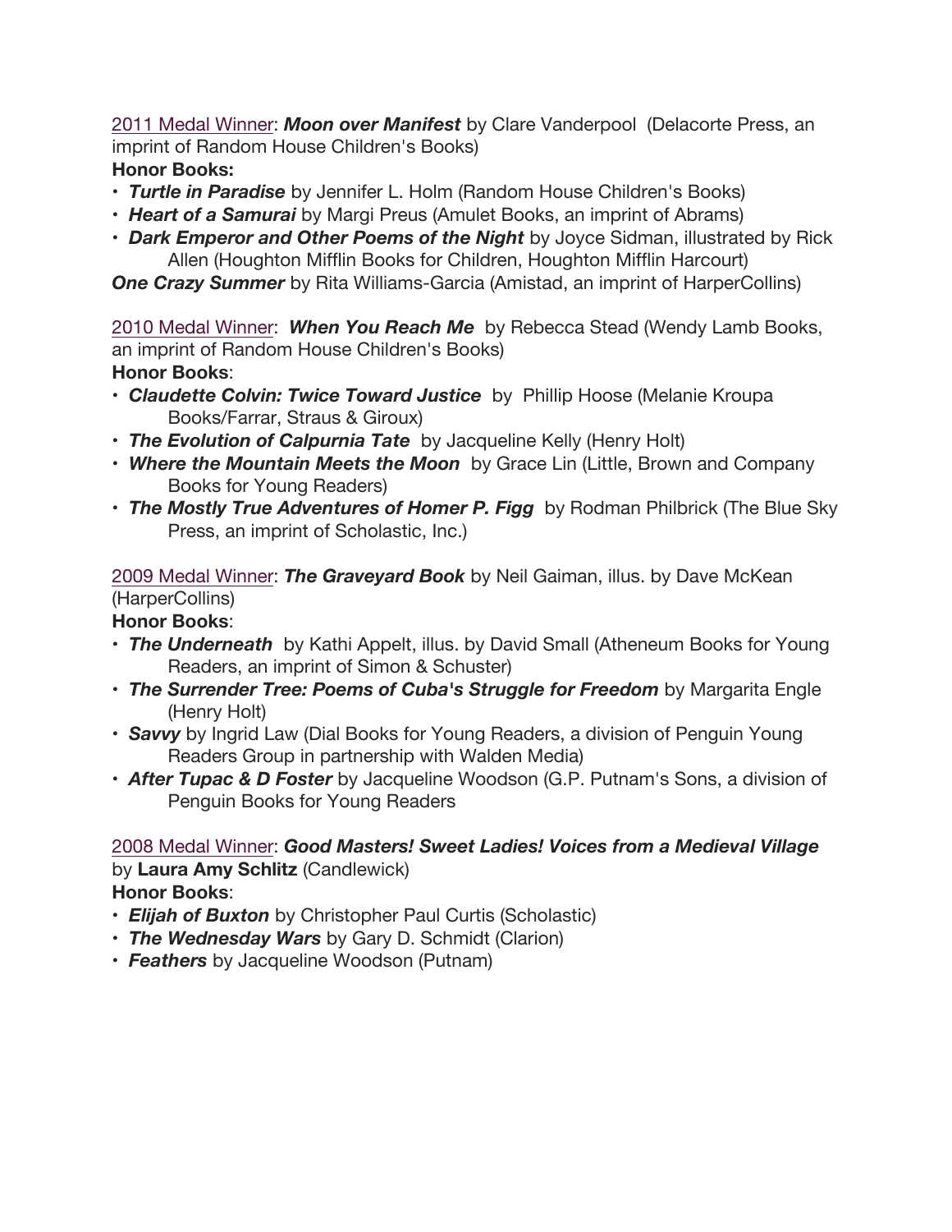2011 Medal Winner: ***Moon over Manifest*** by Clare Vanderpool (Delacorte Press, an imprint of Random House Children's Books)

**Honor Books:**

- ***Turtle in Paradise*** by Jennifer L. Holm (Random House Children's Books)
- ***Heart of a Samurai*** by Margi Preus (Amulet Books, an imprint of Abrams)
- ***Dark Emperor and Other Poems of the Night*** by Joyce Sidman, illustrated by Rick Allen (Houghton Mifflin Books for Children, Houghton Mifflin Harcourt)

***One Crazy Summer*** by Rita Williams-Garcia (Amistad, an imprint of HarperCollins)

2010 Medal Winner: ***When You Reach Me*** by Rebecca Stead (Wendy Lamb Books, an imprint of Random House Children's Books)

**Honor Books**:

- ***Claudette Colvin: Twice Toward Justice*** by Phillip Hoose (Melanie Kroupa Books/Farrar, Straus & Giroux)
- ***The Evolution of Calpurnia Tate*** by Jacqueline Kelly (Henry Holt)
- ***Where the Mountain Meets the Moon*** by Grace Lin (Little, Brown and Company Books for Young Readers)
- ***The Mostly True Adventures of Homer P. Figg*** by Rodman Philbrick (The Blue Sky Press, an imprint of Scholastic, Inc.)

2009 Medal Winner: ***The Graveyard Book*** by Neil Gaiman, illus. by Dave McKean (HarperCollins)

**Honor Books**:

- ***The Underneath*** by Kathi Appelt, illus. by David Small (Atheneum Books for Young Readers, an imprint of Simon & Schuster)
- ***The Surrender Tree: Poems of Cuba's Struggle for Freedom*** by Margarita Engle (Henry Holt)
- ***Savvy*** by Ingrid Law (Dial Books for Young Readers, a division of Penguin Young Readers Group in partnership with Walden Media)
- ***After Tupac & D Foster*** by Jacqueline Woodson (G.P. Putnam's Sons, a division of Penguin Books for Young Readers

2008 Medal Winner: ***Good Masters! Sweet Ladies! Voices from a Medieval Village*** by **Laura Amy Schlitz** (Candlewick)

**Honor Books**:

- ***Elijah of Buxton*** by Christopher Paul Curtis (Scholastic)
- ***The Wednesday Wars*** by Gary D. Schmidt (Clarion)
- ***Feathers*** by Jacqueline Woodson (Putnam)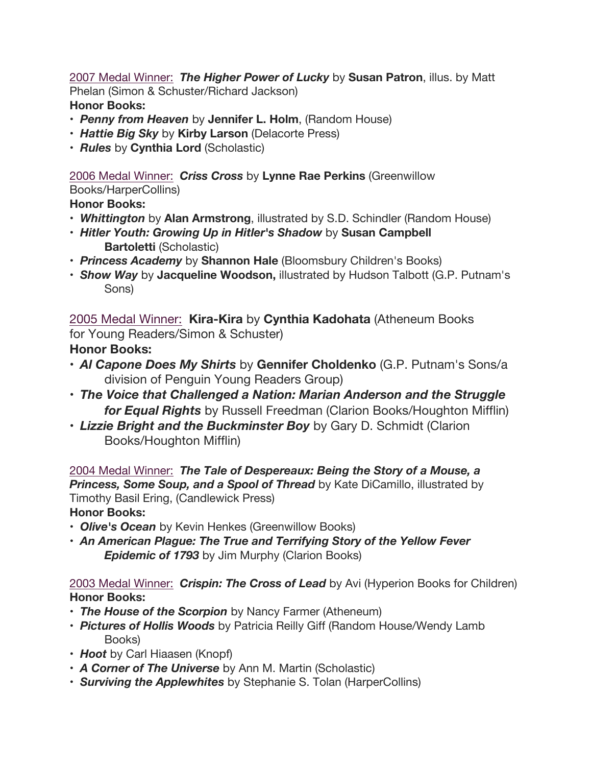2007 Medal Winner: ***The Higher Power of Lucky*** by **Susan Patron**, illus. by Matt Phelan (Simon & Schuster/Richard Jackson)

**Honor Books:**

- ***Penny from Heaven*** by **Jennifer L. Holm**, (Random House)
- ***Hattie Big Sky*** by **Kirby Larson** (Delacorte Press)
- ***Rules*** by **Cynthia Lord** (Scholastic)

2006 Medal Winner: ***Criss Cross*** by **Lynne Rae Perkins** (Greenwillow Books/HarperCollins)

**Honor Books:**

- ***Whittington*** by **Alan Armstrong**, illustrated by S.D. Schindler (Random House)
- ***Hitler Youth: Growing Up in Hitler's Shadow*** by **Susan Campbell Bartoletti** (Scholastic)
- ***Princess Academy*** by **Shannon Hale** (Bloomsbury Children's Books)
- ***Show Way*** by **Jacqueline Woodson,** illustrated by Hudson Talbott (G.P. Putnam's Sons)

2005 Medal Winner: **Kira-Kira** by **Cynthia Kadohata** (Atheneum Books for Young Readers/Simon & Schuster)

**Honor Books:**

- ***Al Capone Does My Shirts*** by **Gennifer Choldenko** (G.P. Putnam's Sons/a division of Penguin Young Readers Group)
- ***The Voice that Challenged a Nation: Marian Anderson and the Struggle for Equal Rights*** by Russell Freedman (Clarion Books/Houghton Mifflin)
- ***Lizzie Bright and the Buckminster Boy*** by Gary D. Schmidt (Clarion Books/Houghton Mifflin)

2004 Medal Winner: ***The Tale of Despereaux: Being the Story of a Mouse, a Princess, Some Soup, and a Spool of Thread*** by Kate DiCamillo, illustrated by Timothy Basil Ering, (Candlewick Press)

**Honor Books:**

- ***Olive's Ocean*** by Kevin Henkes (Greenwillow Books)
- ***An American Plague: The True and Terrifying Story of the Yellow Fever Epidemic of 1793*** by Jim Murphy (Clarion Books)

2003 Medal Winner: ***Crispin: The Cross of Lead*** by Avi (Hyperion Books for Children)

**Honor Books:**

- ***The House of the Scorpion*** by Nancy Farmer (Atheneum)
- ***Pictures of Hollis Woods*** by Patricia Reilly Giff (Random House/Wendy Lamb Books)
- ***Hoot*** by Carl Hiaasen (Knopf)
- ***A Corner of The Universe*** by Ann M. Martin (Scholastic)
- ***Surviving the Applewhites*** by Stephanie S. Tolan (HarperCollins)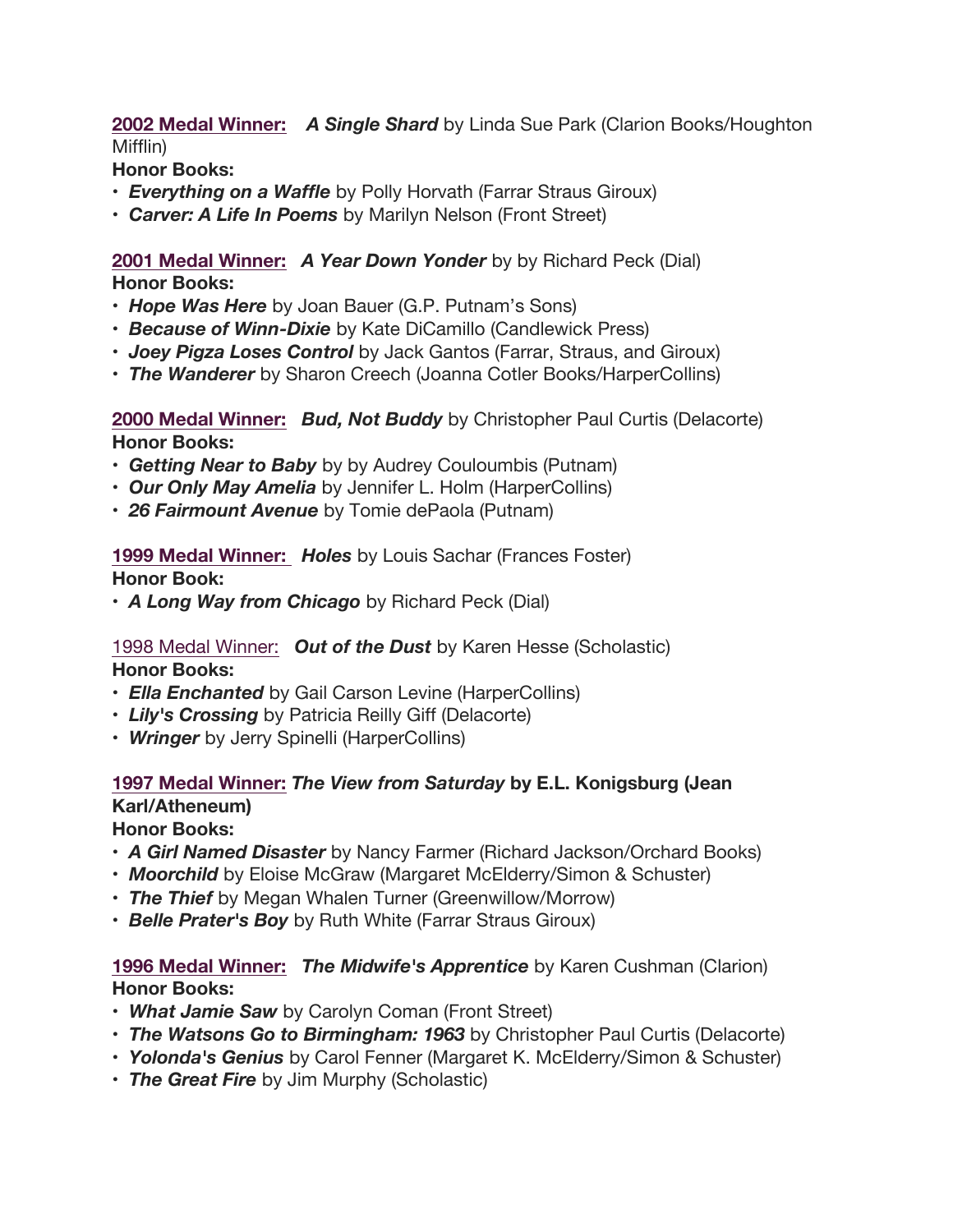**2002 Medal Winner:** ***A Single Shard*** by Linda Sue Park (Clarion Books/Houghton Mifflin)

**Honor Books:**

- ***Everything on a Waffle*** by Polly Horvath (Farrar Straus Giroux)
- ***Carver: A Life In Poems*** by Marilyn Nelson (Front Street)

**2001 Medal Winner:** ***A Year Down Yonder*** by by Richard Peck (Dial)

**Honor Books:**

- ***Hope Was Here*** by Joan Bauer (G.P. Putnam's Sons)
- ***Because of Winn-Dixie*** by Kate DiCamillo (Candlewick Press)
- ***Joey Pigza Loses Control*** by Jack Gantos (Farrar, Straus, and Giroux)
- ***The Wanderer*** by Sharon Creech (Joanna Cotler Books/HarperCollins)

**2000 Medal Winner:** ***Bud, Not Buddy*** by Christopher Paul Curtis (Delacorte)

**Honor Books:**

- ***Getting Near to Baby*** by by Audrey Couloumbis (Putnam)
- ***Our Only May Amelia*** by Jennifer L. Holm (HarperCollins)
- ***26 Fairmount Avenue*** by Tomie dePaola (Putnam)

**1999 Medal Winner:** ***Holes*** by Louis Sachar (Frances Foster)

**Honor Book:**

- ***A Long Way from Chicago*** by Richard Peck (Dial)

1998 Medal Winner: ***Out of the Dust*** by Karen Hesse (Scholastic)

**Honor Books:**

- ***Ella Enchanted*** by Gail Carson Levine (HarperCollins)
- ***Lily's Crossing*** by Patricia Reilly Giff (Delacorte)
- ***Wringer*** by Jerry Spinelli (HarperCollins)

**1997 Medal Winner:** ***The View from Saturday*** **by E.L. Konigsburg (Jean Karl/Atheneum)**

**Honor Books:**

- ***A Girl Named Disaster*** by Nancy Farmer (Richard Jackson/Orchard Books)
- ***Moorchild*** by Eloise McGraw (Margaret McElderry/Simon & Schuster)
- ***The Thief*** by Megan Whalen Turner (Greenwillow/Morrow)
- ***Belle Prater's Boy*** by Ruth White (Farrar Straus Giroux)

**1996 Medal Winner:** ***The Midwife's Apprentice*** by Karen Cushman (Clarion)

**Honor Books:**

- ***What Jamie Saw*** by Carolyn Coman (Front Street)
- ***The Watsons Go to Birmingham: 1963*** by Christopher Paul Curtis (Delacorte)
- ***Yolonda's Genius*** by Carol Fenner (Margaret K. McElderry/Simon & Schuster)
- ***The Great Fire*** by Jim Murphy (Scholastic)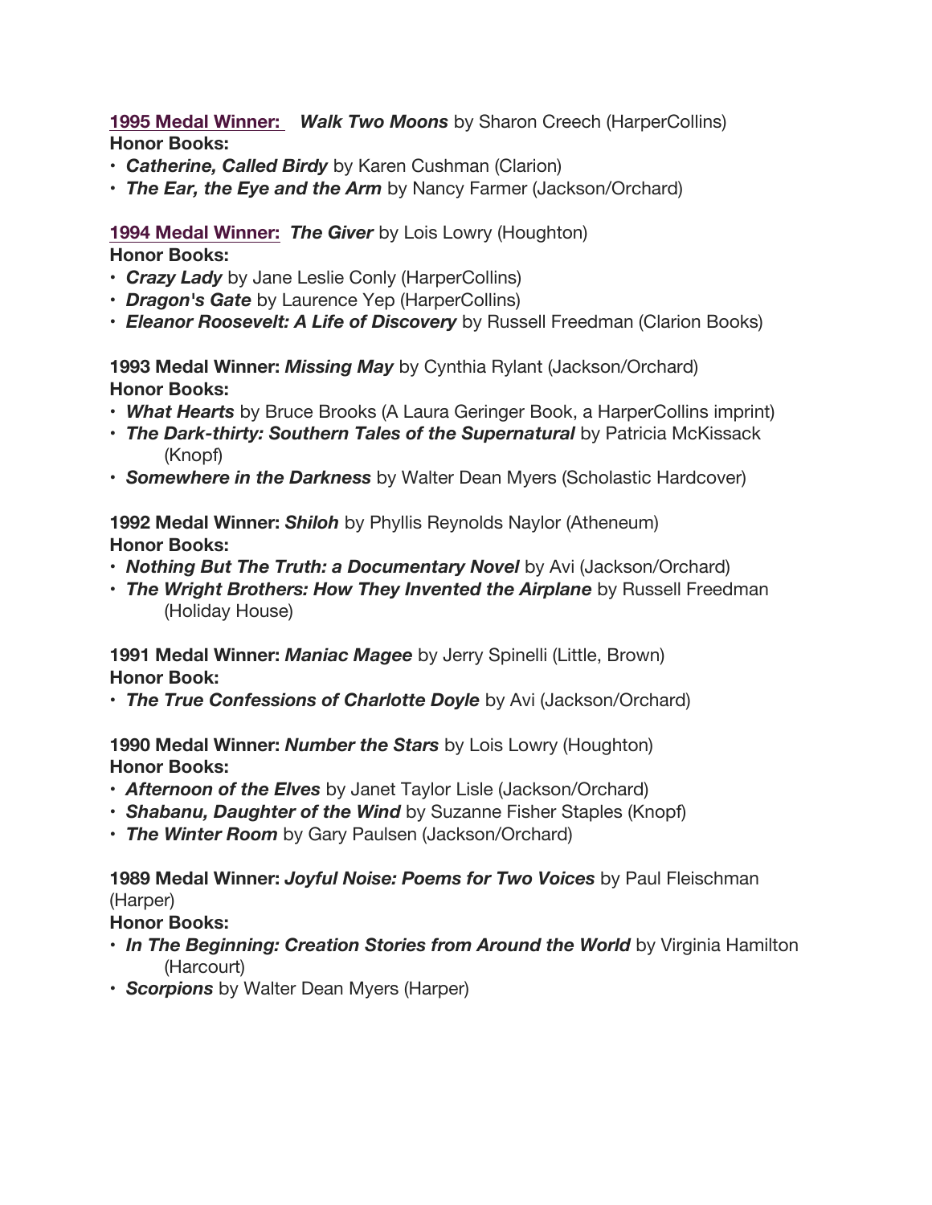**1995 Medal Winner:** ***Walk Two Moons*** by Sharon Creech (HarperCollins)
**Honor Books:**
- ***Catherine, Called Birdy*** by Karen Cushman (Clarion)
- ***The Ear, the Eye and the Arm*** by Nancy Farmer (Jackson/Orchard)

**1994 Medal Winner:** ***The Giver*** by Lois Lowry (Houghton)
**Honor Books:**
- ***Crazy Lady*** by Jane Leslie Conly (HarperCollins)
- ***Dragon's Gate*** by Laurence Yep (HarperCollins)
- ***Eleanor Roosevelt: A Life of Discovery*** by Russell Freedman (Clarion Books)

**1993 Medal Winner:** ***Missing May*** by Cynthia Rylant (Jackson/Orchard)
**Honor Books:**
- ***What Hearts*** by Bruce Brooks (A Laura Geringer Book, a HarperCollins imprint)
- ***The Dark-thirty: Southern Tales of the Supernatural*** by Patricia McKissack (Knopf)
- ***Somewhere in the Darkness*** by Walter Dean Myers (Scholastic Hardcover)

**1992 Medal Winner:** ***Shiloh*** by Phyllis Reynolds Naylor (Atheneum)
**Honor Books:**
- ***Nothing But The Truth: a Documentary Novel*** by Avi (Jackson/Orchard)
- ***The Wright Brothers: How They Invented the Airplane*** by Russell Freedman (Holiday House)

**1991 Medal Winner:** ***Maniac Magee*** by Jerry Spinelli (Little, Brown)
**Honor Book:**
- ***The True Confessions of Charlotte Doyle*** by Avi (Jackson/Orchard)

**1990 Medal Winner:** ***Number the Stars*** by Lois Lowry (Houghton)
**Honor Books:**
- ***Afternoon of the Elves*** by Janet Taylor Lisle (Jackson/Orchard)
- ***Shabanu, Daughter of the Wind*** by Suzanne Fisher Staples (Knopf)
- ***The Winter Room*** by Gary Paulsen (Jackson/Orchard)

**1989 Medal Winner:** ***Joyful Noise: Poems for Two Voices*** by Paul Fleischman (Harper)
**Honor Books:**
- ***In The Beginning: Creation Stories from Around the World*** by Virginia Hamilton (Harcourt)
- ***Scorpions*** by Walter Dean Myers (Harper)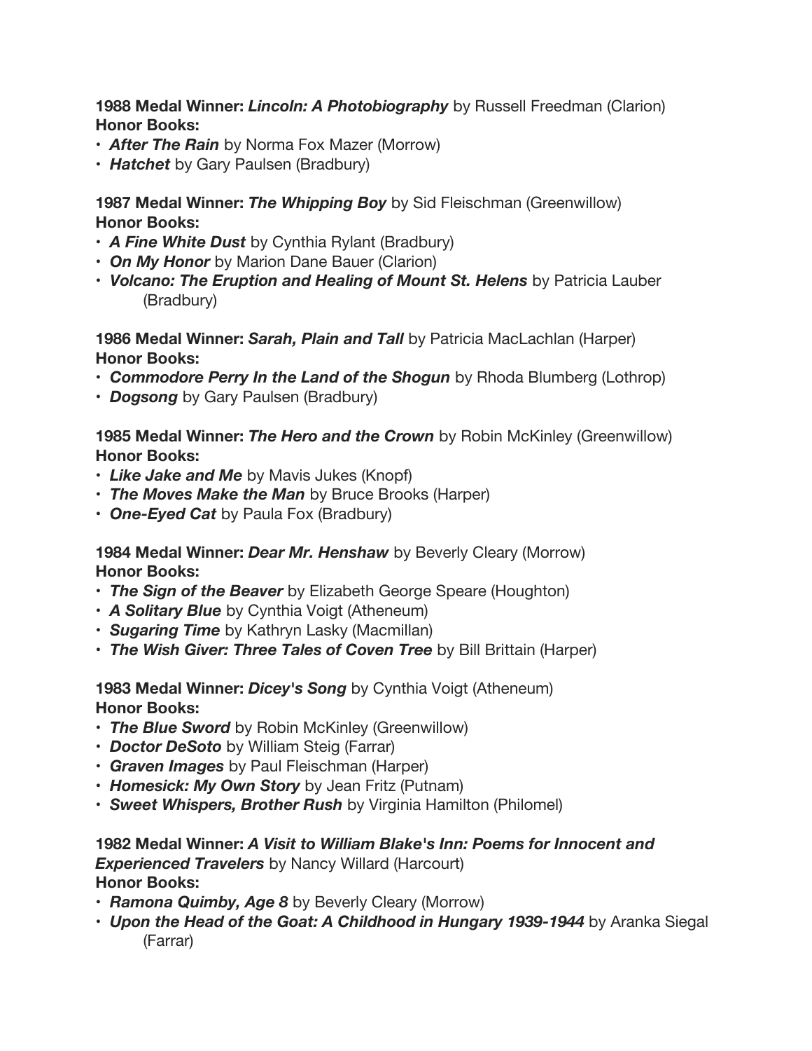**1988 Medal Winner:** ***Lincoln: A Photobiography*** by Russell Freedman (Clarion)
**Honor Books:**
- ***After The Rain*** by Norma Fox Mazer (Morrow)
- ***Hatchet*** by Gary Paulsen (Bradbury)

**1987 Medal Winner:** ***The Whipping Boy*** by Sid Fleischman (Greenwillow)
**Honor Books:**
- ***A Fine White Dust*** by Cynthia Rylant (Bradbury)
- ***On My Honor*** by Marion Dane Bauer (Clarion)
- ***Volcano: The Eruption and Healing of Mount St. Helens*** by Patricia Lauber (Bradbury)

**1986 Medal Winner:** ***Sarah, Plain and Tall*** by Patricia MacLachlan (Harper)
**Honor Books:**
- ***Commodore Perry In the Land of the Shogun*** by Rhoda Blumberg (Lothrop)
- ***Dogsong*** by Gary Paulsen (Bradbury)

**1985 Medal Winner:** ***The Hero and the Crown*** by Robin McKinley (Greenwillow)
**Honor Books:**
- ***Like Jake and Me*** by Mavis Jukes (Knopf)
- ***The Moves Make the Man*** by Bruce Brooks (Harper)
- ***One-Eyed Cat*** by Paula Fox (Bradbury)

**1984 Medal Winner:** ***Dear Mr. Henshaw*** by Beverly Cleary (Morrow)
**Honor Books:**
- ***The Sign of the Beaver*** by Elizabeth George Speare (Houghton)
- ***A Solitary Blue*** by Cynthia Voigt (Atheneum)
- ***Sugaring Time*** by Kathryn Lasky (Macmillan)
- ***The Wish Giver: Three Tales of Coven Tree*** by Bill Brittain (Harper)

**1983 Medal Winner:** ***Dicey's Song*** by Cynthia Voigt (Atheneum)
**Honor Books:**
- ***The Blue Sword*** by Robin McKinley (Greenwillow)
- ***Doctor DeSoto*** by William Steig (Farrar)
- ***Graven Images*** by Paul Fleischman (Harper)
- ***Homesick: My Own Story*** by Jean Fritz (Putnam)
- ***Sweet Whispers, Brother Rush*** by Virginia Hamilton (Philomel)

**1982 Medal Winner:** ***A Visit to William Blake's Inn: Poems for Innocent and Experienced Travelers*** by Nancy Willard (Harcourt)
**Honor Books:**
- ***Ramona Quimby, Age 8*** by Beverly Cleary (Morrow)
- ***Upon the Head of the Goat: A Childhood in Hungary 1939-1944*** by Aranka Siegal (Farrar)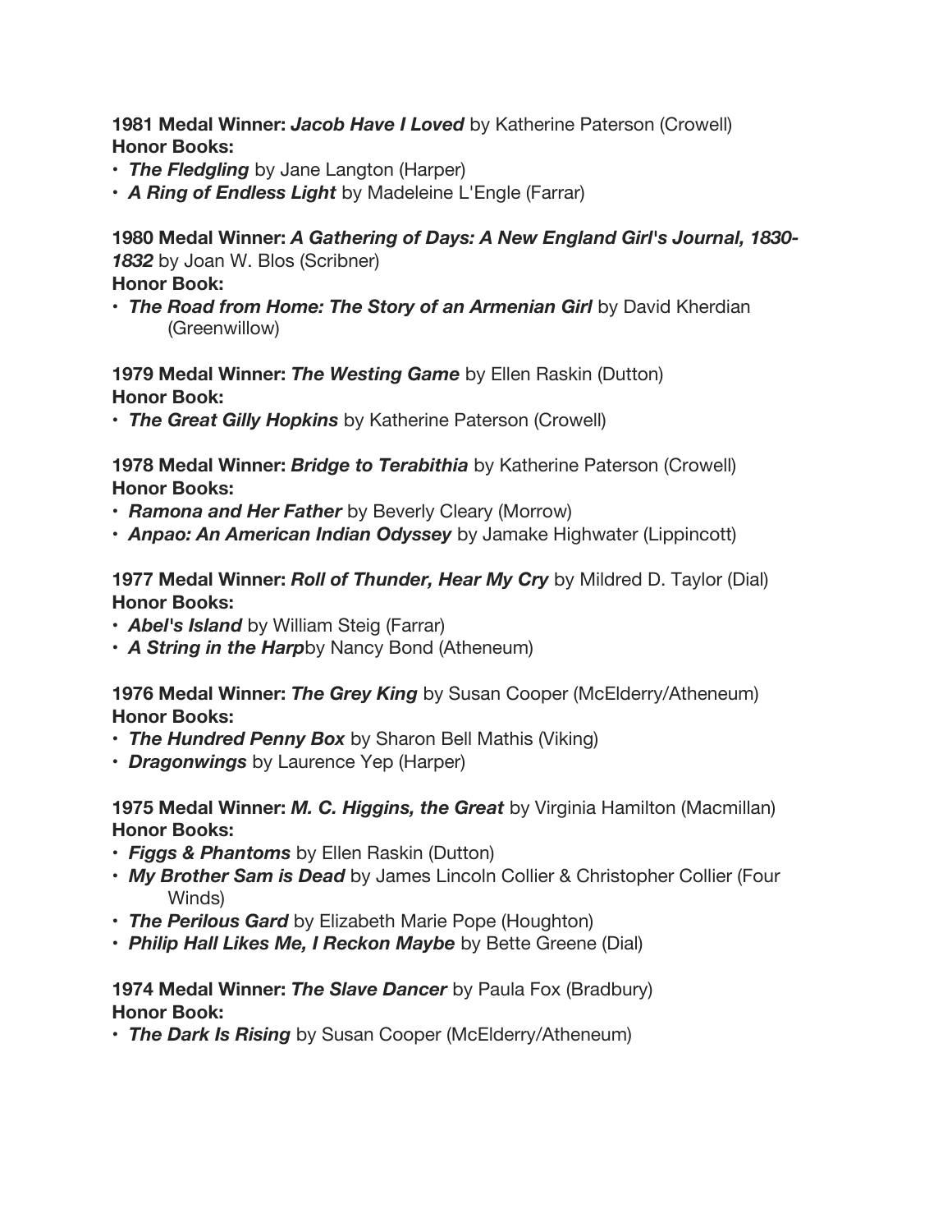**1981 Medal Winner:** ***Jacob Have I Loved*** by Katherine Paterson (Crowell)
**Honor Books:**

- ***The Fledgling*** by Jane Langton (Harper)
- ***A Ring of Endless Light*** by Madeleine L'Engle (Farrar)

**1980 Medal Winner:** ***A Gathering of Days: A New England Girl's Journal, 1830-1832*** by Joan W. Blos (Scribner)
**Honor Book:**

- ***The Road from Home: The Story of an Armenian Girl*** by David Kherdian (Greenwillow)

**1979 Medal Winner:** ***The Westing Game*** by Ellen Raskin (Dutton)
**Honor Book:**

- ***The Great Gilly Hopkins*** by Katherine Paterson (Crowell)

**1978 Medal Winner:** ***Bridge to Terabithia*** by Katherine Paterson (Crowell)
**Honor Books:**

- ***Ramona and Her Father*** by Beverly Cleary (Morrow)
- ***Anpao: An American Indian Odyssey*** by Jamake Highwater (Lippincott)

**1977 Medal Winner:** ***Roll of Thunder, Hear My Cry*** by Mildred D. Taylor (Dial)
**Honor Books:**

- ***Abel's Island*** by William Steig (Farrar)
- ***A String in the Harp***by Nancy Bond (Atheneum)

**1976 Medal Winner:** ***The Grey King*** by Susan Cooper (McElderry/Atheneum)
**Honor Books:**

- ***The Hundred Penny Box*** by Sharon Bell Mathis (Viking)
- ***Dragonwings*** by Laurence Yep (Harper)

**1975 Medal Winner:** ***M. C. Higgins, the Great*** by Virginia Hamilton (Macmillan)
**Honor Books:**

- ***Figgs & Phantoms*** by Ellen Raskin (Dutton)
- ***My Brother Sam is Dead*** by James Lincoln Collier & Christopher Collier (Four Winds)
- ***The Perilous Gard*** by Elizabeth Marie Pope (Houghton)
- ***Philip Hall Likes Me, I Reckon Maybe*** by Bette Greene (Dial)

**1974 Medal Winner:** ***The Slave Dancer*** by Paula Fox (Bradbury)
**Honor Book:**

- ***The Dark Is Rising*** by Susan Cooper (McElderry/Atheneum)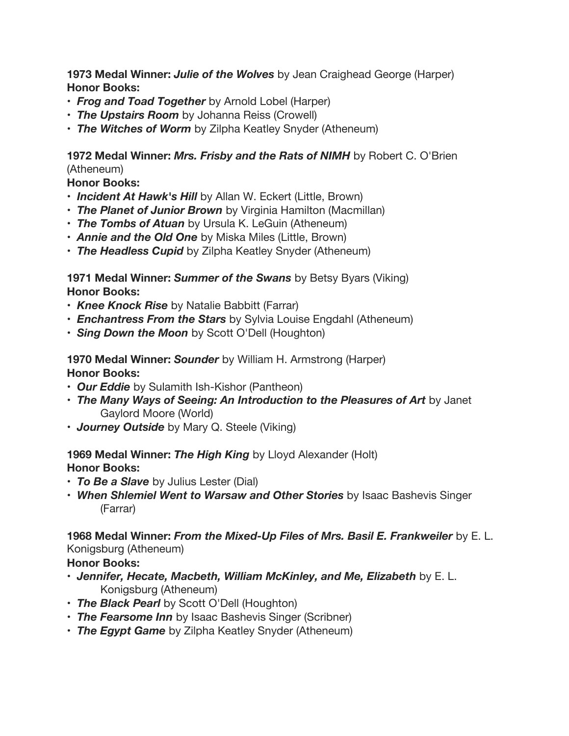**1973 Medal Winner:** ***Julie of the Wolves*** by Jean Craighead George (Harper)
**Honor Books:**

- ***Frog and Toad Together*** by Arnold Lobel (Harper)
- ***The Upstairs Room*** by Johanna Reiss (Crowell)
- ***The Witches of Worm*** by Zilpha Keatley Snyder (Atheneum)

**1972 Medal Winner:** ***Mrs. Frisby and the Rats of NIMH*** by Robert C. O'Brien (Atheneum)
**Honor Books:**

- ***Incident At Hawk's Hill*** by Allan W. Eckert (Little, Brown)
- ***The Planet of Junior Brown*** by Virginia Hamilton (Macmillan)
- ***The Tombs of Atuan*** by Ursula K. LeGuin (Atheneum)
- ***Annie and the Old One*** by Miska Miles (Little, Brown)
- ***The Headless Cupid*** by Zilpha Keatley Snyder (Atheneum)

**1971 Medal Winner:** ***Summer of the Swans*** by Betsy Byars (Viking)
**Honor Books:**

- ***Knee Knock Rise*** by Natalie Babbitt (Farrar)
- ***Enchantress From the Stars*** by Sylvia Louise Engdahl (Atheneum)
- ***Sing Down the Moon*** by Scott O'Dell (Houghton)

**1970 Medal Winner:** ***Sounder*** by William H. Armstrong (Harper)
**Honor Books:**

- ***Our Eddie*** by Sulamith Ish-Kishor (Pantheon)
- ***The Many Ways of Seeing: An Introduction to the Pleasures of Art*** by Janet Gaylord Moore (World)
- ***Journey Outside*** by Mary Q. Steele (Viking)

**1969 Medal Winner:** ***The High King*** by Lloyd Alexander (Holt)
**Honor Books:**

- ***To Be a Slave*** by Julius Lester (Dial)
- ***When Shlemiel Went to Warsaw and Other Stories*** by Isaac Bashevis Singer (Farrar)

**1968 Medal Winner:** ***From the Mixed-Up Files of Mrs. Basil E. Frankweiler*** by E. L. Konigsburg (Atheneum)
**Honor Books:**

- ***Jennifer, Hecate, Macbeth, William McKinley, and Me, Elizabeth*** by E. L. Konigsburg (Atheneum)
- ***The Black Pearl*** by Scott O'Dell (Houghton)
- ***The Fearsome Inn*** by Isaac Bashevis Singer (Scribner)
- ***The Egypt Game*** by Zilpha Keatley Snyder (Atheneum)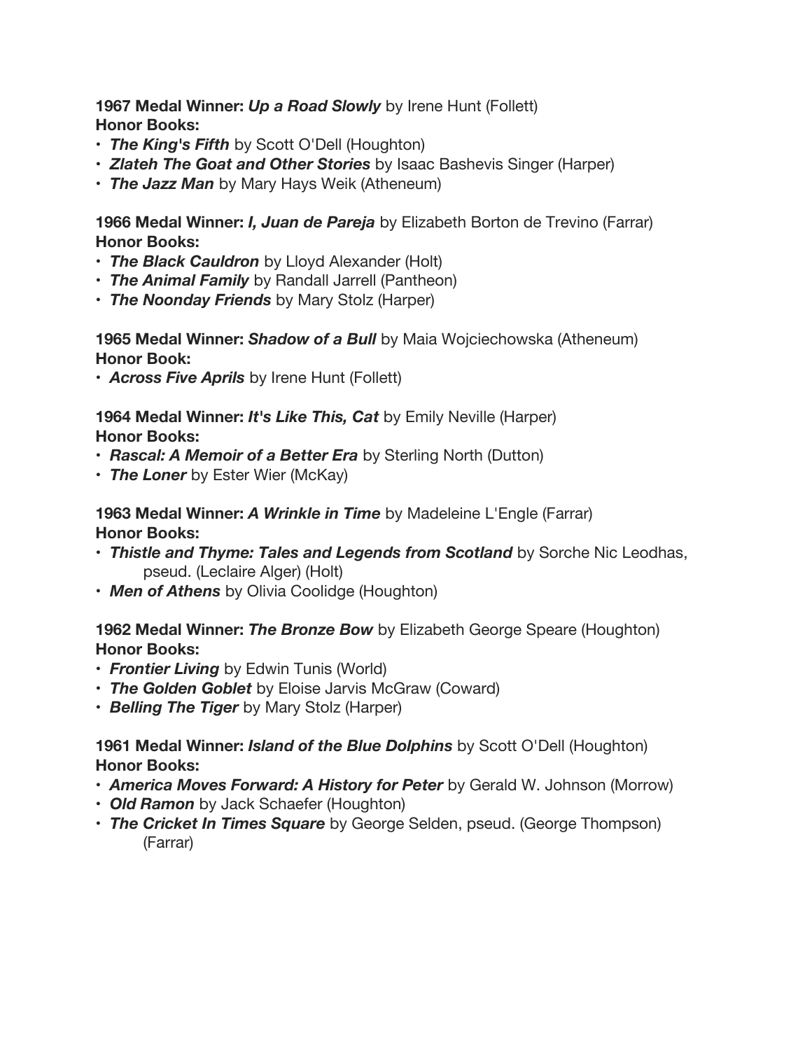**1967 Medal Winner:** ***Up a Road Slowly*** by Irene Hunt (Follett)
**Honor Books:**
- ***The King's Fifth*** by Scott O'Dell (Houghton)
- ***Zlateh The Goat and Other Stories*** by Isaac Bashevis Singer (Harper)
- ***The Jazz Man*** by Mary Hays Weik (Atheneum)

**1966 Medal Winner:** ***I, Juan de Pareja*** by Elizabeth Borton de Trevino (Farrar)
**Honor Books:**
- ***The Black Cauldron*** by Lloyd Alexander (Holt)
- ***The Animal Family*** by Randall Jarrell (Pantheon)
- ***The Noonday Friends*** by Mary Stolz (Harper)

**1965 Medal Winner:** ***Shadow of a Bull*** by Maia Wojciechowska (Atheneum)
**Honor Book:**
- ***Across Five Aprils*** by Irene Hunt (Follett)

**1964 Medal Winner:** ***It's Like This, Cat*** by Emily Neville (Harper)
**Honor Books:**
- ***Rascal: A Memoir of a Better Era*** by Sterling North (Dutton)
- ***The Loner*** by Ester Wier (McKay)

**1963 Medal Winner:** ***A Wrinkle in Time*** by Madeleine L'Engle (Farrar)
**Honor Books:**
- ***Thistle and Thyme: Tales and Legends from Scotland*** by Sorche Nic Leodhas, pseud. (Leclaire Alger) (Holt)
- ***Men of Athens*** by Olivia Coolidge (Houghton)

**1962 Medal Winner:** ***The Bronze Bow*** by Elizabeth George Speare (Houghton)
**Honor Books:**
- ***Frontier Living*** by Edwin Tunis (World)
- ***The Golden Goblet*** by Eloise Jarvis McGraw (Coward)
- ***Belling The Tiger*** by Mary Stolz (Harper)

**1961 Medal Winner:** ***Island of the Blue Dolphins*** by Scott O'Dell (Houghton)
**Honor Books:**
- ***America Moves Forward: A History for Peter*** by Gerald W. Johnson (Morrow)
- ***Old Ramon*** by Jack Schaefer (Houghton)
- ***The Cricket In Times Square*** by George Selden, pseud. (George Thompson) (Farrar)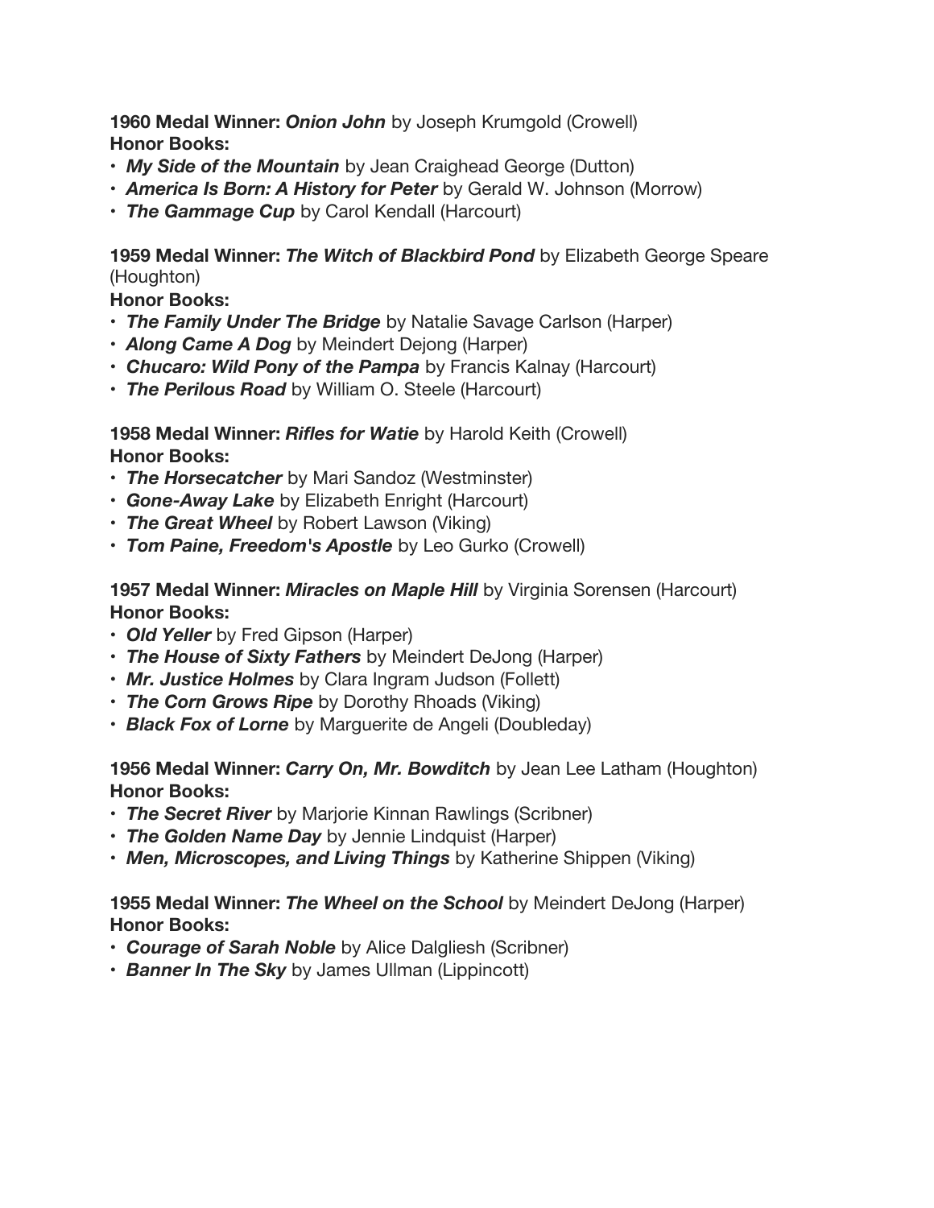**1960 Medal Winner:** ***Onion John*** by Joseph Krumgold (Crowell)
**Honor Books:**

- ***My Side of the Mountain*** by Jean Craighead George (Dutton)
- ***America Is Born: A History for Peter*** by Gerald W. Johnson (Morrow)
- ***The Gammage Cup*** by Carol Kendall (Harcourt)

**1959 Medal Winner:** ***The Witch of Blackbird Pond*** by Elizabeth George Speare (Houghton)
**Honor Books:**

- ***The Family Under The Bridge*** by Natalie Savage Carlson (Harper)
- ***Along Came A Dog*** by Meindert Dejong (Harper)
- ***Chucaro: Wild Pony of the Pampa*** by Francis Kalnay (Harcourt)
- ***The Perilous Road*** by William O. Steele (Harcourt)

**1958 Medal Winner:** ***Rifles for Watie*** by Harold Keith (Crowell)
**Honor Books:**

- ***The Horsecatcher*** by Mari Sandoz (Westminster)
- ***Gone-Away Lake*** by Elizabeth Enright (Harcourt)
- ***The Great Wheel*** by Robert Lawson (Viking)
- ***Tom Paine, Freedom's Apostle*** by Leo Gurko (Crowell)

**1957 Medal Winner:** ***Miracles on Maple Hill*** by Virginia Sorensen (Harcourt)
**Honor Books:**

- ***Old Yeller*** by Fred Gipson (Harper)
- ***The House of Sixty Fathers*** by Meindert DeJong (Harper)
- ***Mr. Justice Holmes*** by Clara Ingram Judson (Follett)
- ***The Corn Grows Ripe*** by Dorothy Rhoads (Viking)
- ***Black Fox of Lorne*** by Marguerite de Angeli (Doubleday)

**1956 Medal Winner:** ***Carry On, Mr. Bowditch*** by Jean Lee Latham (Houghton)
**Honor Books:**

- ***The Secret River*** by Marjorie Kinnan Rawlings (Scribner)
- ***The Golden Name Day*** by Jennie Lindquist (Harper)
- ***Men, Microscopes, and Living Things*** by Katherine Shippen (Viking)

**1955 Medal Winner:** ***The Wheel on the School*** by Meindert DeJong (Harper)
**Honor Books:**

- ***Courage of Sarah Noble*** by Alice Dalgliesh (Scribner)
- ***Banner In The Sky*** by James Ullman (Lippincott)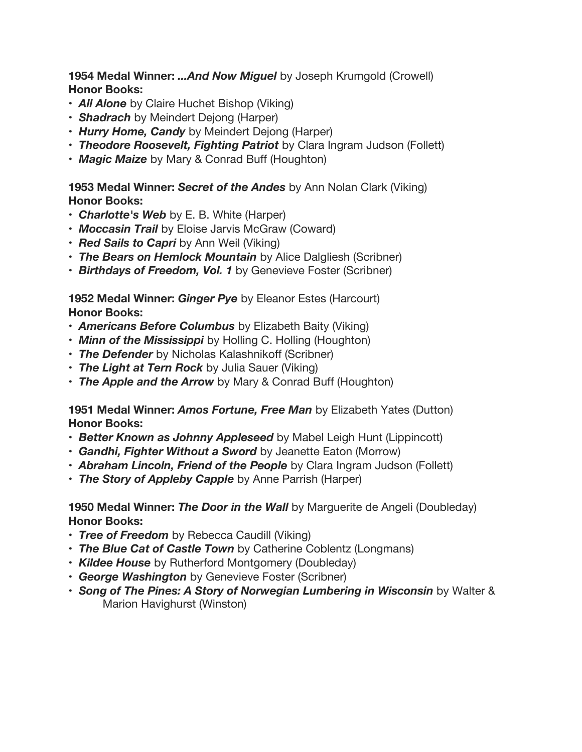**1954 Medal Winner:** ***...And Now Miguel*** by Joseph Krumgold (Crowell)
**Honor Books:**

- ***All Alone*** by Claire Huchet Bishop (Viking)
- ***Shadrach*** by Meindert Dejong (Harper)
- ***Hurry Home, Candy*** by Meindert Dejong (Harper)
- ***Theodore Roosevelt, Fighting Patriot*** by Clara Ingram Judson (Follett)
- ***Magic Maize*** by Mary & Conrad Buff (Houghton)

**1953 Medal Winner:** ***Secret of the Andes*** by Ann Nolan Clark (Viking)
**Honor Books:**

- ***Charlotte's Web*** by E. B. White (Harper)
- ***Moccasin Trail*** by Eloise Jarvis McGraw (Coward)
- ***Red Sails to Capri*** by Ann Weil (Viking)
- ***The Bears on Hemlock Mountain*** by Alice Dalgliesh (Scribner)
- ***Birthdays of Freedom, Vol. 1*** by Genevieve Foster (Scribner)

**1952 Medal Winner:** ***Ginger Pye*** by Eleanor Estes (Harcourt)
**Honor Books:**

- ***Americans Before Columbus*** by Elizabeth Baity (Viking)
- ***Minn of the Mississippi*** by Holling C. Holling (Houghton)
- ***The Defender*** by Nicholas Kalashnikoff (Scribner)
- ***The Light at Tern Rock*** by Julia Sauer (Viking)
- ***The Apple and the Arrow*** by Mary & Conrad Buff (Houghton)

**1951 Medal Winner:** ***Amos Fortune, Free Man*** by Elizabeth Yates (Dutton)
**Honor Books:**

- ***Better Known as Johnny Appleseed*** by Mabel Leigh Hunt (Lippincott)
- ***Gandhi, Fighter Without a Sword*** by Jeanette Eaton (Morrow)
- ***Abraham Lincoln, Friend of the People*** by Clara Ingram Judson (Follett)
- ***The Story of Appleby Capple*** by Anne Parrish (Harper)

**1950 Medal Winner:** ***The Door in the Wall*** by Marguerite de Angeli (Doubleday)
**Honor Books:**

- ***Tree of Freedom*** by Rebecca Caudill (Viking)
- ***The Blue Cat of Castle Town*** by Catherine Coblentz (Longmans)
- ***Kildee House*** by Rutherford Montgomery (Doubleday)
- ***George Washington*** by Genevieve Foster (Scribner)
- ***Song of The Pines: A Story of Norwegian Lumbering in Wisconsin*** by Walter & Marion Havighurst (Winston)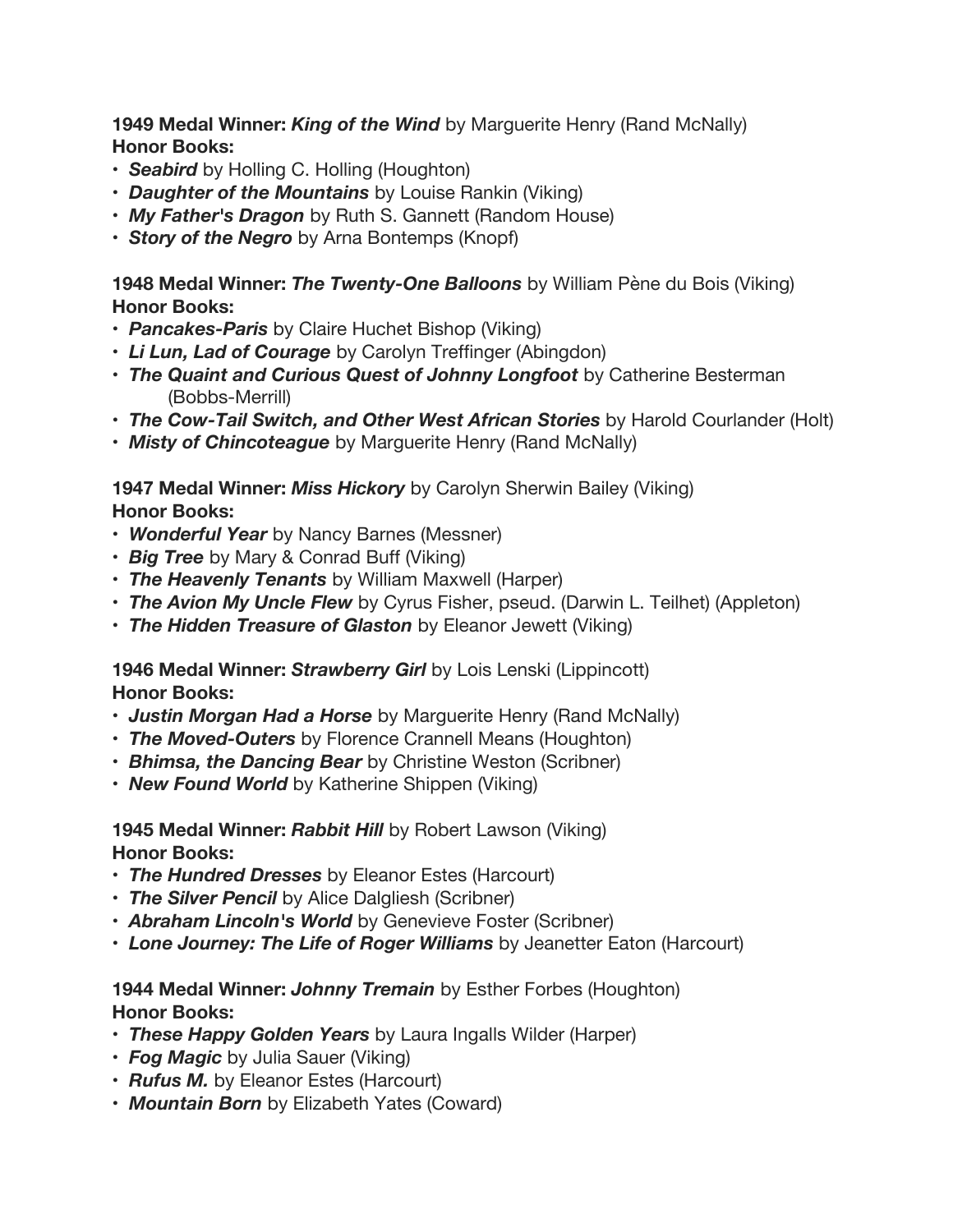**1949 Medal Winner:** ***King of the Wind*** by Marguerite Henry (Rand McNally)
**Honor Books:**

- ***Seabird*** by Holling C. Holling (Houghton)
- ***Daughter of the Mountains*** by Louise Rankin (Viking)
- ***My Father's Dragon*** by Ruth S. Gannett (Random House)
- ***Story of the Negro*** by Arna Bontemps (Knopf)

**1948 Medal Winner:** ***The Twenty-One Balloons*** by William Pène du Bois (Viking)
**Honor Books:**

- ***Pancakes-Paris*** by Claire Huchet Bishop (Viking)
- ***Li Lun, Lad of Courage*** by Carolyn Treffinger (Abingdon)
- ***The Quaint and Curious Quest of Johnny Longfoot*** by Catherine Besterman (Bobbs-Merrill)
- ***The Cow-Tail Switch, and Other West African Stories*** by Harold Courlander (Holt)
- ***Misty of Chincoteague*** by Marguerite Henry (Rand McNally)

**1947 Medal Winner:** ***Miss Hickory*** by Carolyn Sherwin Bailey (Viking)
**Honor Books:**

- ***Wonderful Year*** by Nancy Barnes (Messner)
- ***Big Tree*** by Mary & Conrad Buff (Viking)
- ***The Heavenly Tenants*** by William Maxwell (Harper)
- ***The Avion My Uncle Flew*** by Cyrus Fisher, pseud. (Darwin L. Teilhet) (Appleton)
- ***The Hidden Treasure of Glaston*** by Eleanor Jewett (Viking)

**1946 Medal Winner:** ***Strawberry Girl*** by Lois Lenski (Lippincott)
**Honor Books:**

- ***Justin Morgan Had a Horse*** by Marguerite Henry (Rand McNally)
- ***The Moved-Outers*** by Florence Crannell Means (Houghton)
- ***Bhimsa, the Dancing Bear*** by Christine Weston (Scribner)
- ***New Found World*** by Katherine Shippen (Viking)

**1945 Medal Winner:** ***Rabbit Hill*** by Robert Lawson (Viking)
**Honor Books:**

- ***The Hundred Dresses*** by Eleanor Estes (Harcourt)
- ***The Silver Pencil*** by Alice Dalgliesh (Scribner)
- ***Abraham Lincoln's World*** by Genevieve Foster (Scribner)
- ***Lone Journey: The Life of Roger Williams*** by Jeanetter Eaton (Harcourt)

**1944 Medal Winner:** ***Johnny Tremain*** by Esther Forbes (Houghton)
**Honor Books:**

- ***These Happy Golden Years*** by Laura Ingalls Wilder (Harper)
- ***Fog Magic*** by Julia Sauer (Viking)
- ***Rufus M.*** by Eleanor Estes (Harcourt)
- ***Mountain Born*** by Elizabeth Yates (Coward)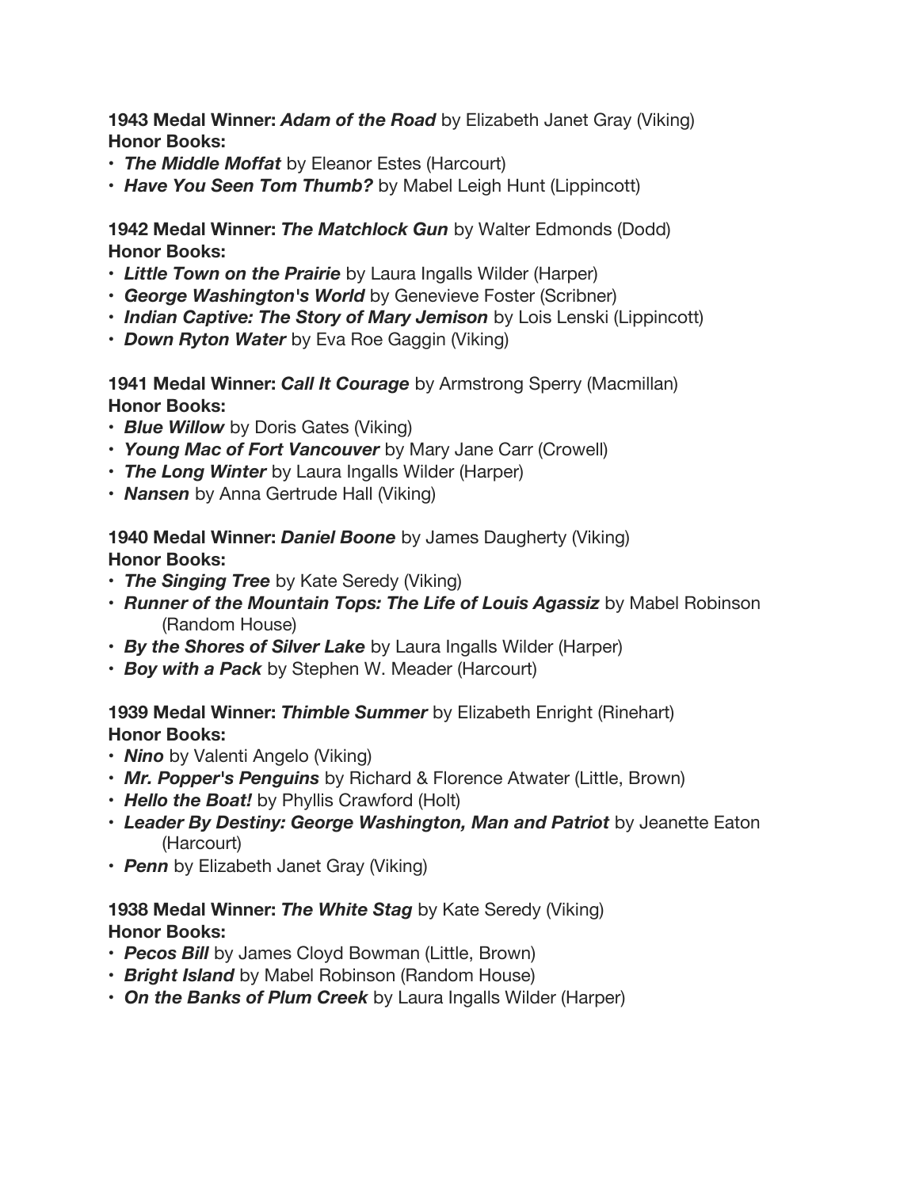**1943 Medal Winner:** ***Adam of the Road*** by Elizabeth Janet Gray (Viking)
**Honor Books:**
- ***The Middle Moffat*** by Eleanor Estes (Harcourt)
- ***Have You Seen Tom Thumb?*** by Mabel Leigh Hunt (Lippincott)

**1942 Medal Winner:** ***The Matchlock Gun*** by Walter Edmonds (Dodd)
**Honor Books:**
- ***Little Town on the Prairie*** by Laura Ingalls Wilder (Harper)
- ***George Washington's World*** by Genevieve Foster (Scribner)
- ***Indian Captive: The Story of Mary Jemison*** by Lois Lenski (Lippincott)
- ***Down Ryton Water*** by Eva Roe Gaggin (Viking)

**1941 Medal Winner:** ***Call It Courage*** by Armstrong Sperry (Macmillan)
**Honor Books:**
- ***Blue Willow*** by Doris Gates (Viking)
- ***Young Mac of Fort Vancouver*** by Mary Jane Carr (Crowell)
- ***The Long Winter*** by Laura Ingalls Wilder (Harper)
- ***Nansen*** by Anna Gertrude Hall (Viking)

**1940 Medal Winner:** ***Daniel Boone*** by James Daugherty (Viking)
**Honor Books:**
- ***The Singing Tree*** by Kate Seredy (Viking)
- ***Runner of the Mountain Tops: The Life of Louis Agassiz*** by Mabel Robinson (Random House)
- ***By the Shores of Silver Lake*** by Laura Ingalls Wilder (Harper)
- ***Boy with a Pack*** by Stephen W. Meader (Harcourt)

**1939 Medal Winner:** ***Thimble Summer*** by Elizabeth Enright (Rinehart)
**Honor Books:**
- ***Nino*** by Valenti Angelo (Viking)
- ***Mr. Popper's Penguins*** by Richard & Florence Atwater (Little, Brown)
- ***Hello the Boat!*** by Phyllis Crawford (Holt)
- ***Leader By Destiny: George Washington, Man and Patriot*** by Jeanette Eaton (Harcourt)
- ***Penn*** by Elizabeth Janet Gray (Viking)

**1938 Medal Winner:** ***The White Stag*** by Kate Seredy (Viking)
**Honor Books:**
- ***Pecos Bill*** by James Cloyd Bowman (Little, Brown)
- ***Bright Island*** by Mabel Robinson (Random House)
- ***On the Banks of Plum Creek*** by Laura Ingalls Wilder (Harper)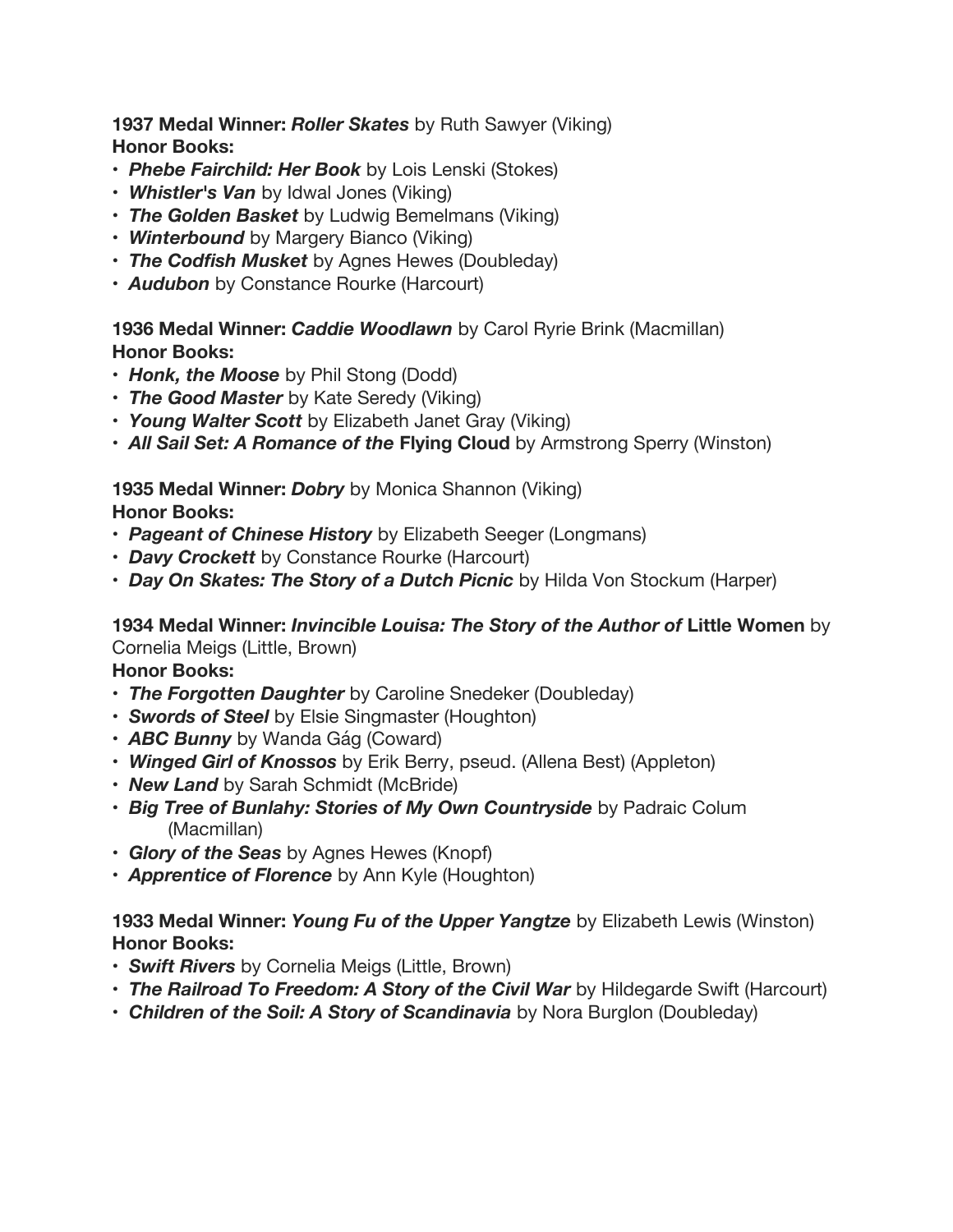**1937 Medal Winner:** ***Roller Skates*** by Ruth Sawyer (Viking)
**Honor Books:**
- ***Phebe Fairchild: Her Book*** by Lois Lenski (Stokes)
- ***Whistler's Van*** by Idwal Jones (Viking)
- ***The Golden Basket*** by Ludwig Bemelmans (Viking)
- ***Winterbound*** by Margery Bianco (Viking)
- ***The Codfish Musket*** by Agnes Hewes (Doubleday)
- ***Audubon*** by Constance Rourke (Harcourt)

**1936 Medal Winner:** ***Caddie Woodlawn*** by Carol Ryrie Brink (Macmillan)
**Honor Books:**
- ***Honk, the Moose*** by Phil Stong (Dodd)
- ***The Good Master*** by Kate Seredy (Viking)
- ***Young Walter Scott*** by Elizabeth Janet Gray (Viking)
- ***All Sail Set: A Romance of the* Flying Cloud** by Armstrong Sperry (Winston)

**1935 Medal Winner:** ***Dobry*** by Monica Shannon (Viking)
**Honor Books:**
- ***Pageant of Chinese History*** by Elizabeth Seeger (Longmans)
- ***Davy Crockett*** by Constance Rourke (Harcourt)
- ***Day On Skates: The Story of a Dutch Picnic*** by Hilda Von Stockum (Harper)

**1934 Medal Winner:** ***Invincible Louisa: The Story of the Author of* Little Women** by Cornelia Meigs (Little, Brown)
**Honor Books:**
- ***The Forgotten Daughter*** by Caroline Snedeker (Doubleday)
- ***Swords of Steel*** by Elsie Singmaster (Houghton)
- ***ABC Bunny*** by Wanda Gág (Coward)
- ***Winged Girl of Knossos*** by Erik Berry, pseud. (Allena Best) (Appleton)
- ***New Land*** by Sarah Schmidt (McBride)
- ***Big Tree of Bunlahy: Stories of My Own Countryside*** by Padraic Colum (Macmillan)
- ***Glory of the Seas*** by Agnes Hewes (Knopf)
- ***Apprentice of Florence*** by Ann Kyle (Houghton)

**1933 Medal Winner:** ***Young Fu of the Upper Yangtze*** by Elizabeth Lewis (Winston)
**Honor Books:**
- ***Swift Rivers*** by Cornelia Meigs (Little, Brown)
- ***The Railroad To Freedom: A Story of the Civil War*** by Hildegarde Swift (Harcourt)
- ***Children of the Soil: A Story of Scandinavia*** by Nora Burglon (Doubleday)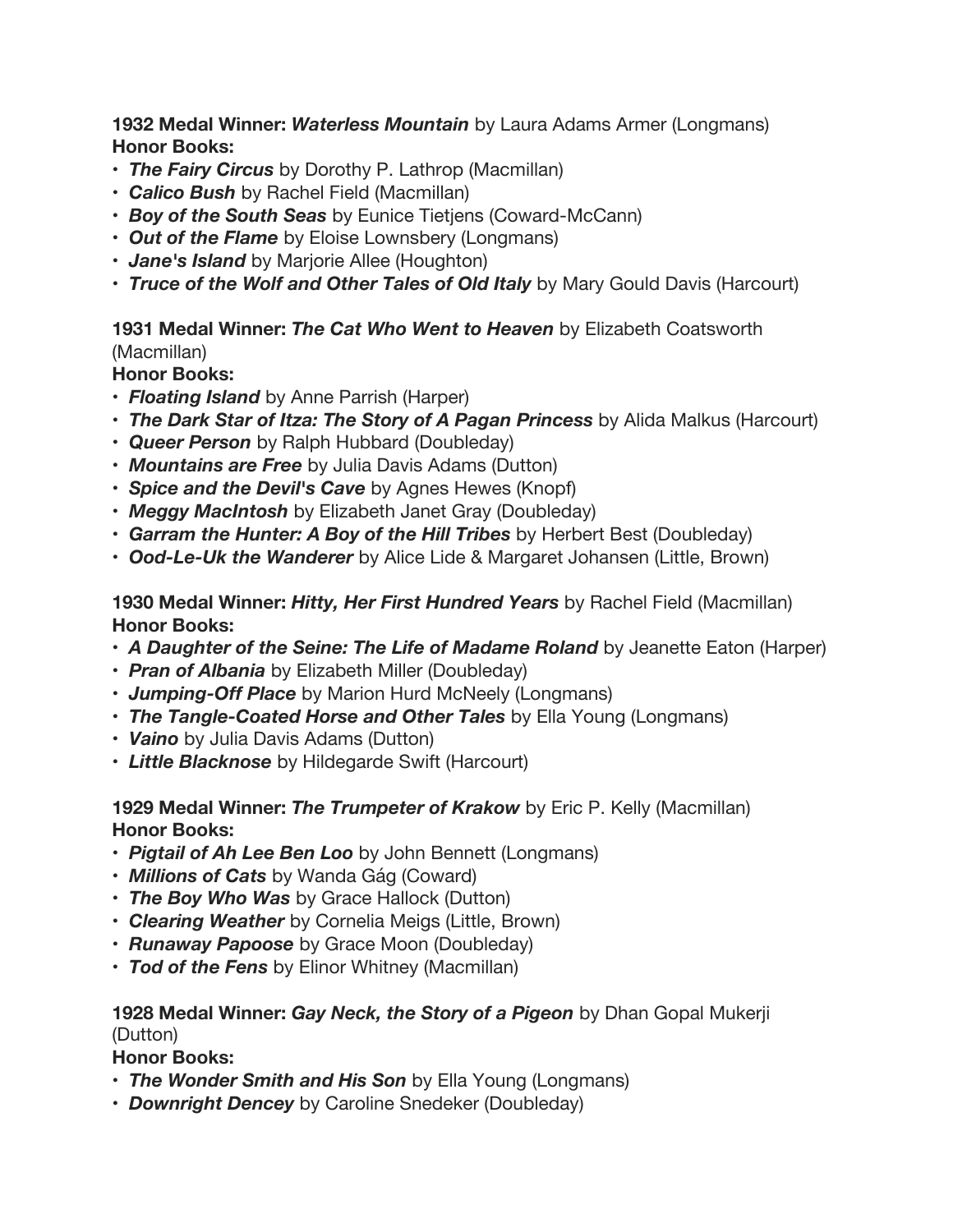**1932 Medal Winner:** ***Waterless Mountain*** by Laura Adams Armer (Longmans)
**Honor Books:**

- ***The Fairy Circus*** by Dorothy P. Lathrop (Macmillan)
- ***Calico Bush*** by Rachel Field (Macmillan)
- ***Boy of the South Seas*** by Eunice Tietjens (Coward-McCann)
- ***Out of the Flame*** by Eloise Lownsbery (Longmans)
- ***Jane's Island*** by Marjorie Allee (Houghton)
- ***Truce of the Wolf and Other Tales of Old Italy*** by Mary Gould Davis (Harcourt)

**1931 Medal Winner:** ***The Cat Who Went to Heaven*** by Elizabeth Coatsworth (Macmillan)
**Honor Books:**

- ***Floating Island*** by Anne Parrish (Harper)
- ***The Dark Star of Itza: The Story of A Pagan Princess*** by Alida Malkus (Harcourt)
- ***Queer Person*** by Ralph Hubbard (Doubleday)
- ***Mountains are Free*** by Julia Davis Adams (Dutton)
- ***Spice and the Devil's Cave*** by Agnes Hewes (Knopf)
- ***Meggy MacIntosh*** by Elizabeth Janet Gray (Doubleday)
- ***Garram the Hunter: A Boy of the Hill Tribes*** by Herbert Best (Doubleday)
- ***Ood-Le-Uk the Wanderer*** by Alice Lide & Margaret Johansen (Little, Brown)

**1930 Medal Winner:** ***Hitty, Her First Hundred Years*** by Rachel Field (Macmillan)
**Honor Books:**

- ***A Daughter of the Seine: The Life of Madame Roland*** by Jeanette Eaton (Harper)
- ***Pran of Albania*** by Elizabeth Miller (Doubleday)
- ***Jumping-Off Place*** by Marion Hurd McNeely (Longmans)
- ***The Tangle-Coated Horse and Other Tales*** by Ella Young (Longmans)
- ***Vaino*** by Julia Davis Adams (Dutton)
- ***Little Blacknose*** by Hildegarde Swift (Harcourt)

**1929 Medal Winner:** ***The Trumpeter of Krakow*** by Eric P. Kelly (Macmillan)
**Honor Books:**

- ***Pigtail of Ah Lee Ben Loo*** by John Bennett (Longmans)
- ***Millions of Cats*** by Wanda Gág (Coward)
- ***The Boy Who Was*** by Grace Hallock (Dutton)
- ***Clearing Weather*** by Cornelia Meigs (Little, Brown)
- ***Runaway Papoose*** by Grace Moon (Doubleday)
- ***Tod of the Fens*** by Elinor Whitney (Macmillan)

**1928 Medal Winner:** ***Gay Neck, the Story of a Pigeon*** by Dhan Gopal Mukerji (Dutton)
**Honor Books:**

- ***The Wonder Smith and His Son*** by Ella Young (Longmans)
- ***Downright Dencey*** by Caroline Snedeker (Doubleday)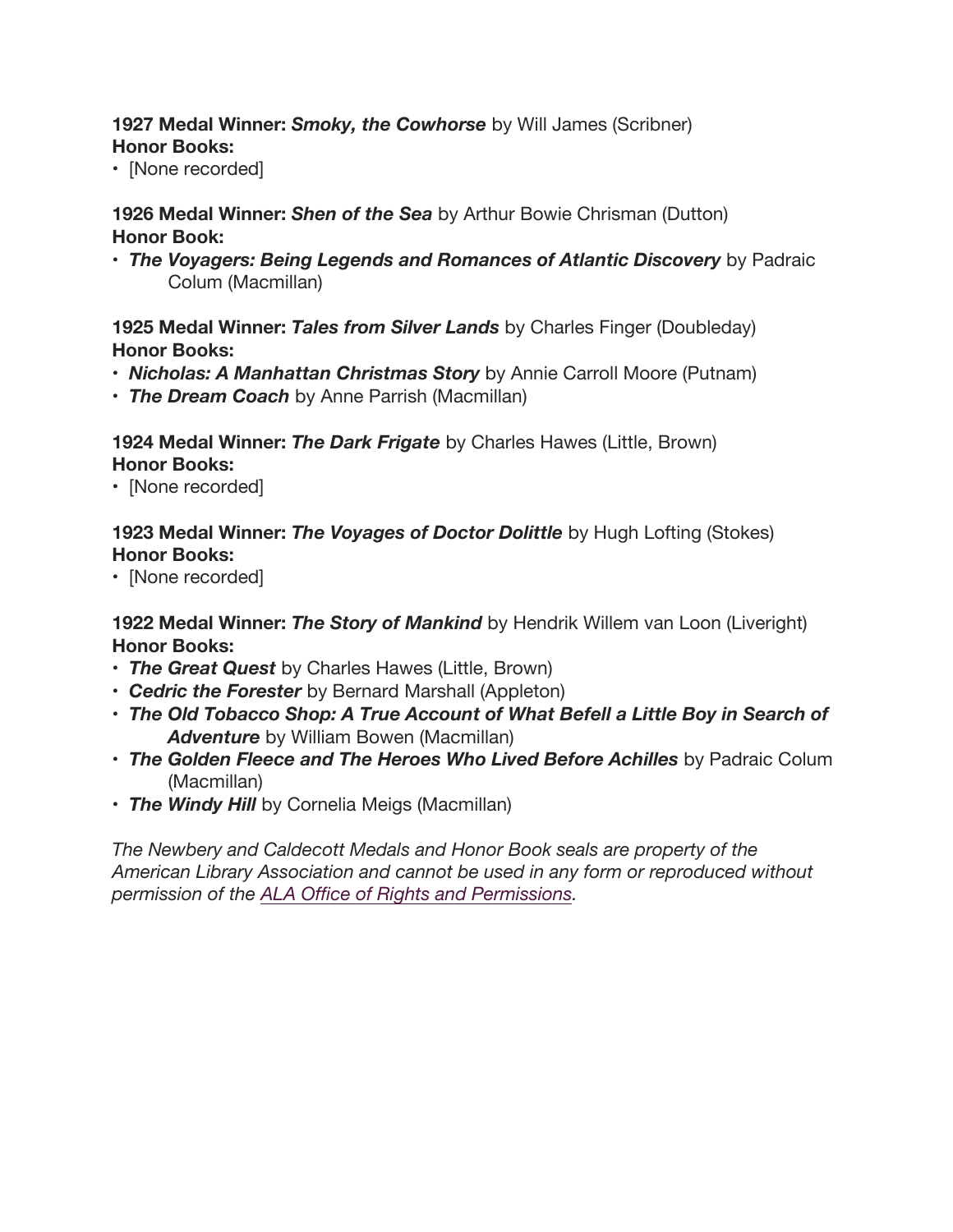**1927 Medal Winner:** ***Smoky, the Cowhorse*** by Will James (Scribner)
**Honor Books:**

- [None recorded]

**1926 Medal Winner:** ***Shen of the Sea*** by Arthur Bowie Chrisman (Dutton)
**Honor Book:**

- ***The Voyagers: Being Legends and Romances of Atlantic Discovery*** by Padraic Colum (Macmillan)

**1925 Medal Winner:** ***Tales from Silver Lands*** by Charles Finger (Doubleday)
**Honor Books:**

- ***Nicholas: A Manhattan Christmas Story*** by Annie Carroll Moore (Putnam)
- ***The Dream Coach*** by Anne Parrish (Macmillan)

**1924 Medal Winner:** ***The Dark Frigate*** by Charles Hawes (Little, Brown)
**Honor Books:**

- [None recorded]

**1923 Medal Winner:** ***The Voyages of Doctor Dolittle*** by Hugh Lofting (Stokes)
**Honor Books:**

- [None recorded]

**1922 Medal Winner:** ***The Story of Mankind*** by Hendrik Willem van Loon (Liveright)
**Honor Books:**

- ***The Great Quest*** by Charles Hawes (Little, Brown)
- ***Cedric the Forester*** by Bernard Marshall (Appleton)
- ***The Old Tobacco Shop: A True Account of What Befell a Little Boy in Search of Adventure*** by William Bowen (Macmillan)
- ***The Golden Fleece and The Heroes Who Lived Before Achilles*** by Padraic Colum (Macmillan)
- ***The Windy Hill*** by Cornelia Meigs (Macmillan)

*The Newbery and Caldecott Medals and Honor Book seals are property of the American Library Association and cannot be used in any form or reproduced without permission of the ALA Office of Rights and Permissions.*